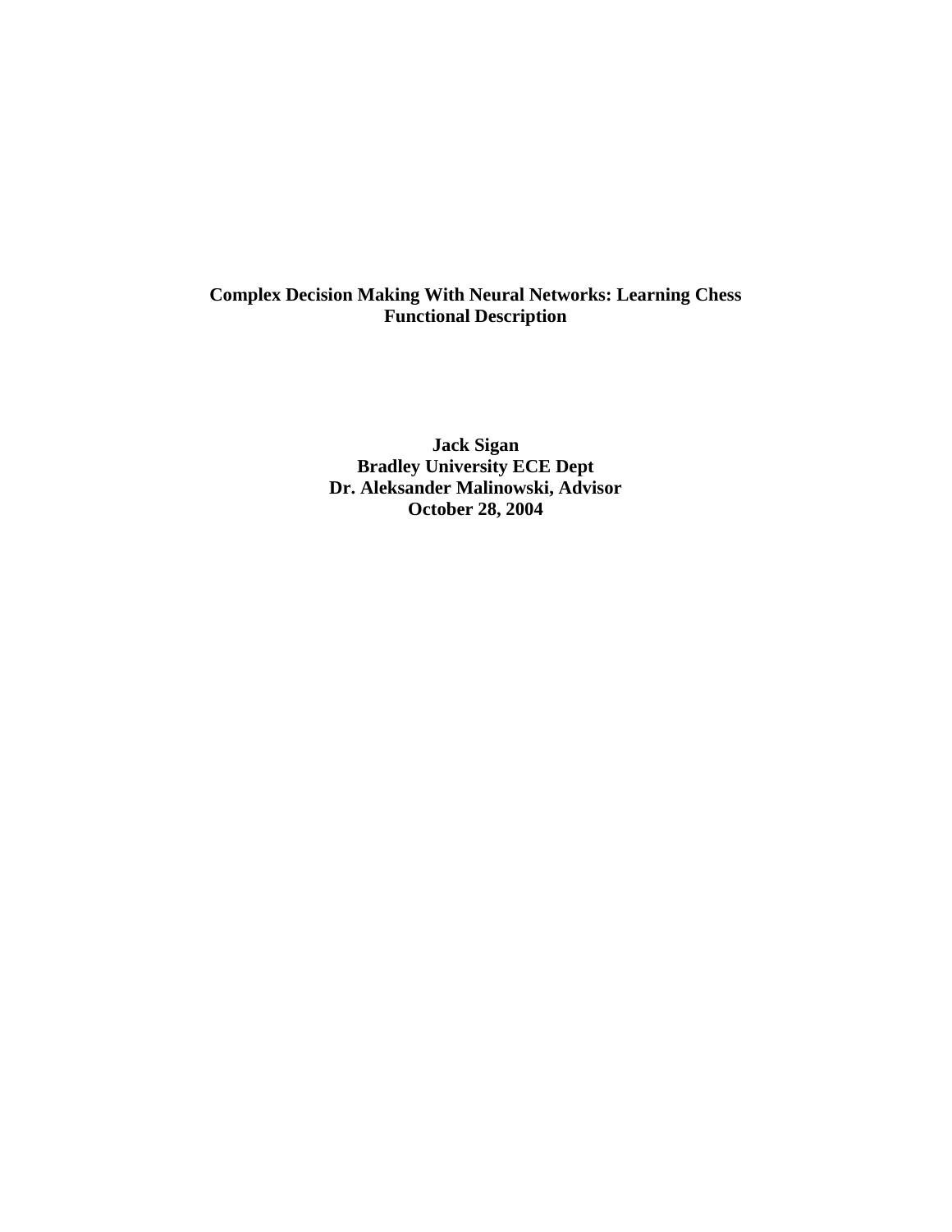**Complex Decision Making With Neural Networks: Learning Chess**
**Functional Description**

**Jack Sigan**
**Bradley University ECE Dept**
**Dr. Aleksander Malinowski, Advisor**
**October 28, 2004**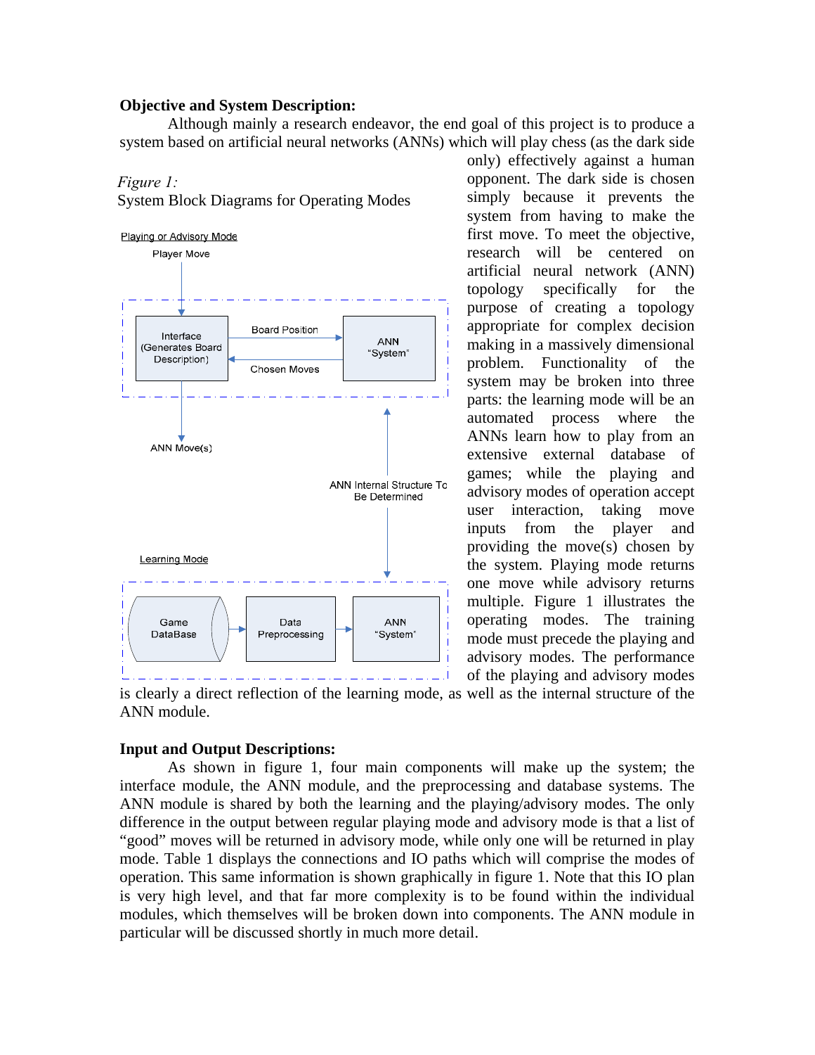**Objective and System Description:**

Although mainly a research endeavor, the end goal of this project is to produce a system based on artificial neural networks (ANNs) which will play chess (as the dark side only) effectively against a human opponent. The dark side is chosen simply because it prevents the system from having to make the first move. To meet the objective, research will be centered on artificial neural network (ANN) topology specifically for the purpose of creating a topology appropriate for complex decision making in a massively dimensional problem. Functionality of the system may be broken into three parts: the learning mode will be an automated process where the ANNs learn how to play from an extensive external database of games; while the playing and advisory modes of operation accept user interaction, taking move inputs from the player and providing the move(s) chosen by the system. Playing mode returns one move while advisory returns multiple. Figure 1 illustrates the operating modes. The training mode must precede the playing and advisory modes. The performance of the playing and advisory modes is clearly a direct reflection of the learning mode, as well as the internal structure of the ANN module.

*Figure 1:*
System Block Diagrams for Operating Modes

Playing or Advisory Mode

Player Move

Interface (Generates Board Description)

Board Position

Chosen Moves

ANN "System"

ANN Move(s)

ANN Internal Structure To Be Determined

Learning Mode

Game DataBase

Data Preprocessing

ANN "System"

**Input and Output Descriptions:**

As shown in figure 1, four main components will make up the system; the interface module, the ANN module, and the preprocessing and database systems. The ANN module is shared by both the learning and the playing/advisory modes. The only difference in the output between regular playing mode and advisory mode is that a list of "good" moves will be returned in advisory mode, while only one will be returned in play mode. Table 1 displays the connections and IO paths which will comprise the modes of operation. This same information is shown graphically in figure 1. Note that this IO plan is very high level, and that far more complexity is to be found within the individual modules, which themselves will be broken down into components. The ANN module in particular will be discussed shortly in much more detail.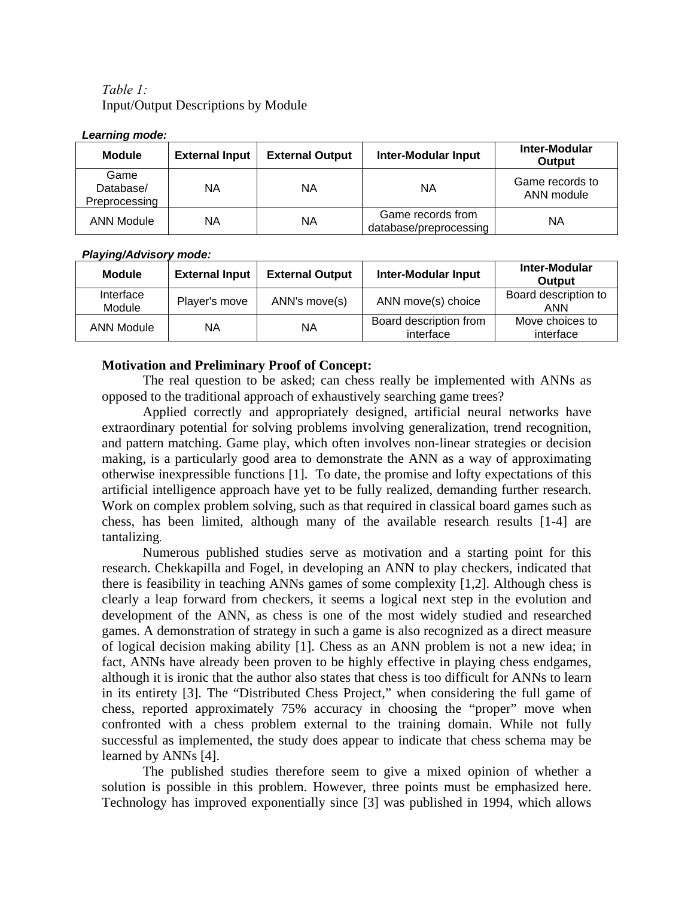*Table 1:*
Input/Output Descriptions by Module

***Learning mode:***

| Module | External Input | External Output | Inter-Modular Input | Inter-Modular Output |
|---|---|---|---|---|
| Game Database/ Preprocessing | NA | NA | NA | Game records to ANN module |
| ANN Module | NA | NA | Game records from database/preprocessing | NA |

***Playing/Advisory mode:***

| Module | External Input | External Output | Inter-Modular Input | Inter-Modular Output |
|---|---|---|---|---|
| Interface Module | Player's move | ANN's move(s) | ANN move(s) choice | Board description to ANN |
| ANN Module | NA | NA | Board description from interface | Move choices to interface |

**Motivation and Preliminary Proof of Concept:**

The real question to be asked; can chess really be implemented with ANNs as opposed to the traditional approach of exhaustively searching game trees?

Applied correctly and appropriately designed, artificial neural networks have extraordinary potential for solving problems involving generalization, trend recognition, and pattern matching. Game play, which often involves non-linear strategies or decision making, is a particularly good area to demonstrate the ANN as a way of approximating otherwise inexpressible functions [1]. To date, the promise and lofty expectations of this artificial intelligence approach have yet to be fully realized, demanding further research. Work on complex problem solving, such as that required in classical board games such as chess, has been limited, although many of the available research results [1-4] are tantalizing.

Numerous published studies serve as motivation and a starting point for this research. Chekkapilla and Fogel, in developing an ANN to play checkers, indicated that there is feasibility in teaching ANNs games of some complexity [1,2]. Although chess is clearly a leap forward from checkers, it seems a logical next step in the evolution and development of the ANN, as chess is one of the most widely studied and researched games. A demonstration of strategy in such a game is also recognized as a direct measure of logical decision making ability [1]. Chess as an ANN problem is not a new idea; in fact, ANNs have already been proven to be highly effective in playing chess endgames, although it is ironic that the author also states that chess is too difficult for ANNs to learn in its entirety [3]. The "Distributed Chess Project," when considering the full game of chess, reported approximately 75% accuracy in choosing the "proper" move when confronted with a chess problem external to the training domain. While not fully successful as implemented, the study does appear to indicate that chess schema may be learned by ANNs [4].

The published studies therefore seem to give a mixed opinion of whether a solution is possible in this problem. However, three points must be emphasized here. Technology has improved exponentially since [3] was published in 1994, which allows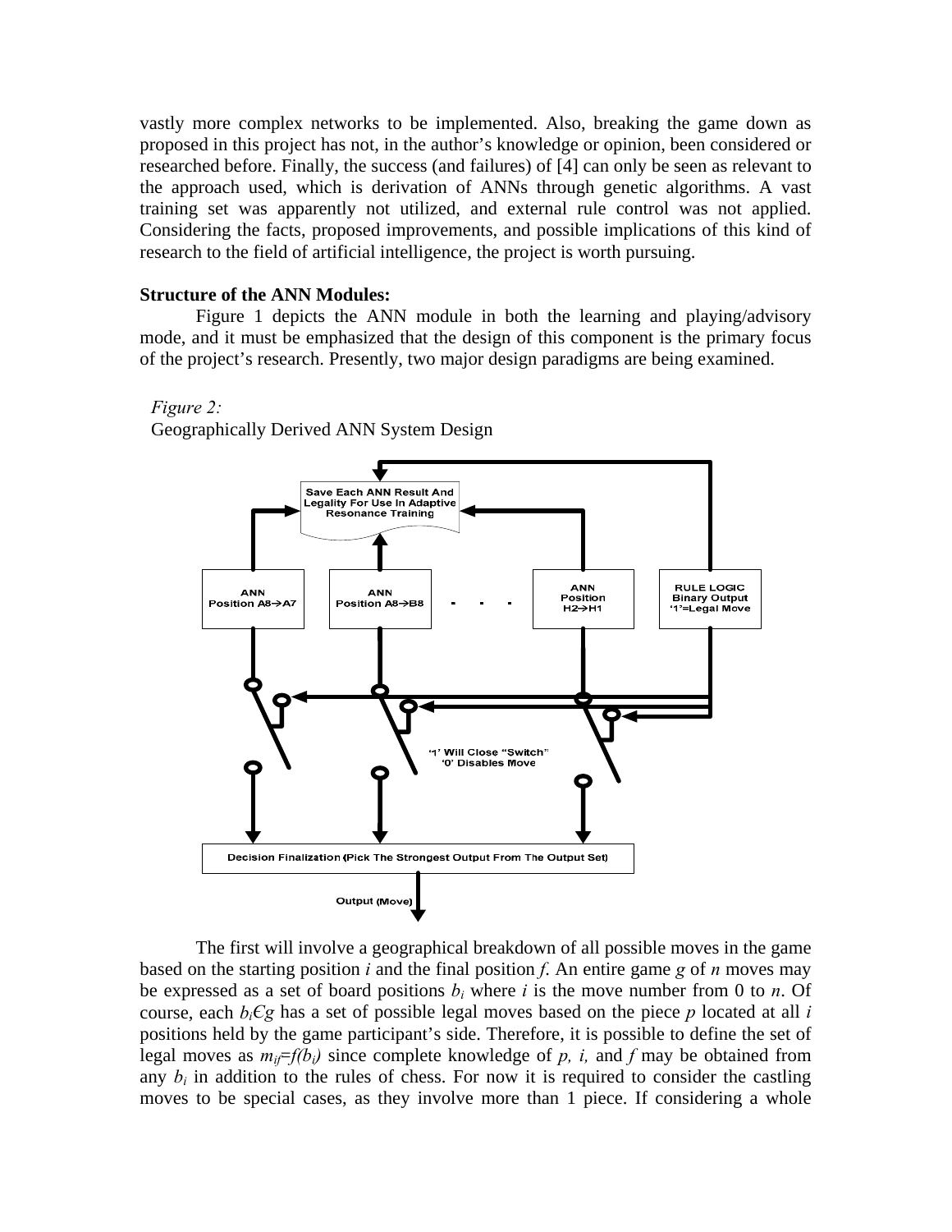vastly more complex networks to be implemented. Also, breaking the game down as proposed in this project has not, in the author's knowledge or opinion, been considered or researched before. Finally, the success (and failures) of [4] can only be seen as relevant to the approach used, which is derivation of ANNs through genetic algorithms. A vast training set was apparently not utilized, and external rule control was not applied. Considering the facts, proposed improvements, and possible implications of this kind of research to the field of artificial intelligence, the project is worth pursuing.

**Structure of the ANN Modules:**

Figure 1 depicts the ANN module in both the learning and playing/advisory mode, and it must be emphasized that the design of this component is the primary focus of the project's research. Presently, two major design paradigms are being examined.

*Figure 2:*
Geographically Derived ANN System Design

The first will involve a geographical breakdown of all possible moves in the game based on the starting position *i* and the final position *f*. An entire game *g* of *n* moves may be expressed as a set of board positions $b_i$ where *i* is the move number from 0 to *n*. Of course, each $b_i \in g$ has a set of possible legal moves based on the piece *p* located at all *i* positions held by the game participant's side. Therefore, it is possible to define the set of legal moves as $m_{if}=f(b_i)$ since complete knowledge of *p, i,* and *f* may be obtained from any $b_i$ in addition to the rules of chess. For now it is required to consider the castling moves to be special cases, as they involve more than 1 piece. If considering a whole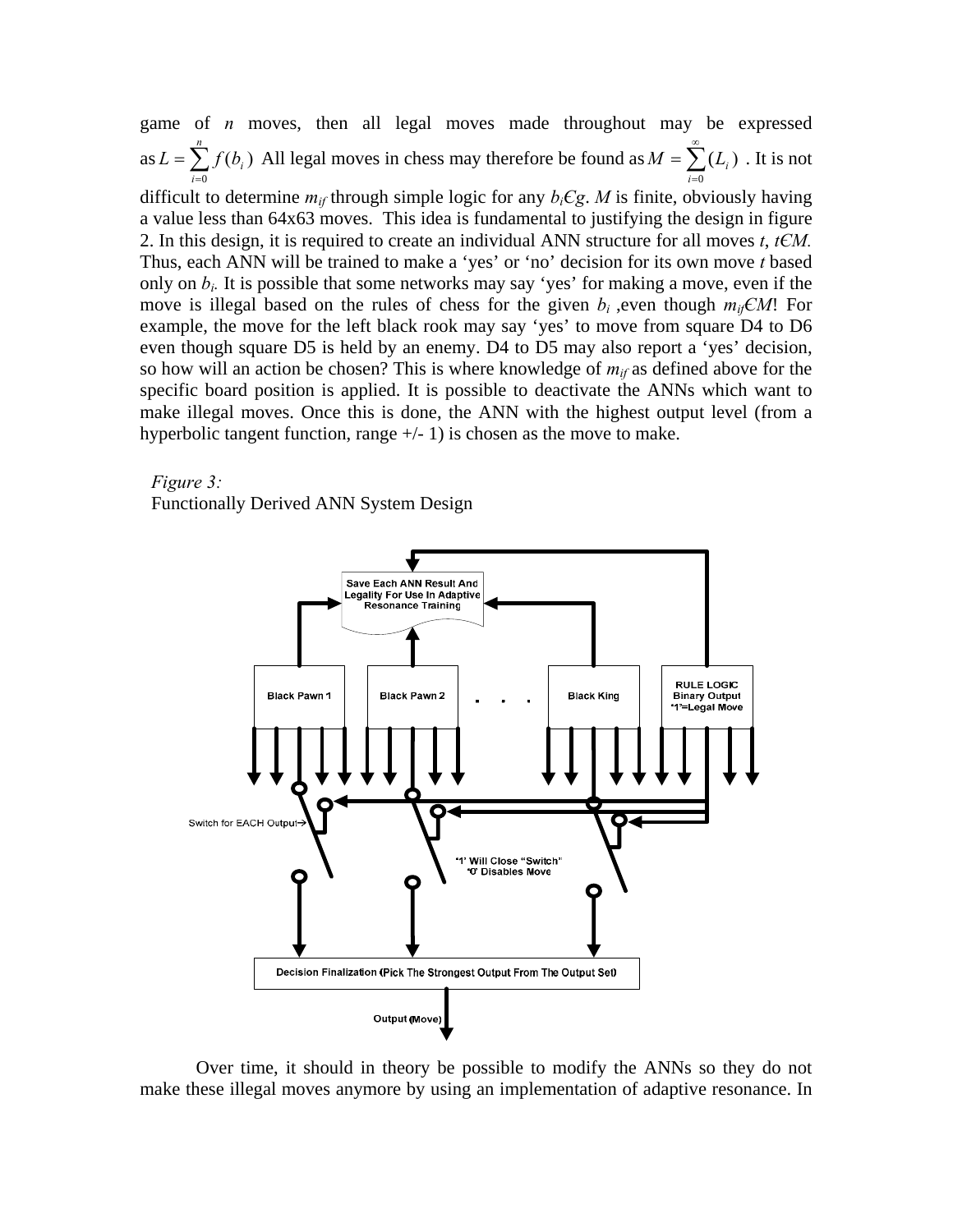game of $n$ moves, then all legal moves made throughout may be expressed as $L = \sum_{i=0}^{n} f(b_i)$ All legal moves in chess may therefore be found as $M = \sum_{i=0}^{\infty} (L_i)$ . It is not difficult to determine $m_{if}$ through simple logic for any $b_i \in g$. $M$ is finite, obviously having a value less than 64x63 moves. This idea is fundamental to justifying the design in figure 2. In this design, it is required to create an individual ANN structure for all moves $t$, $t \in M$. Thus, each ANN will be trained to make a 'yes' or 'no' decision for its own move $t$ based only on $b_i$. It is possible that some networks may say 'yes' for making a move, even if the move is illegal based on the rules of chess for the given $b_i$ ,even though $m_{if} \in M$! For example, the move for the left black rook may say 'yes' to move from square D4 to D6 even though square D5 is held by an enemy. D4 to D5 may also report a 'yes' decision, so how will an action be chosen? This is where knowledge of $m_{if}$ as defined above for the specific board position is applied. It is possible to deactivate the ANNs which want to make illegal moves. Once this is done, the ANN with the highest output level (from a hyperbolic tangent function, range +/- 1) is chosen as the move to make.

*Figure 3:*
Functionally Derived ANN System Design

Save Each ANN Result And Legality For Use In Adaptive Resonance Training

Black Pawn 1 | Black Pawn 2 | . . . | Black King | RULE LOGIC Binary Output "1"=Legal Move

Switch for EACH Output→

"1" Will Close "Switch" "0" Disables Move

Decision Finalization (Pick The Strongest Output From The Output Set)

Output (Move)

Over time, it should in theory be possible to modify the ANNs so they do not make these illegal moves anymore by using an implementation of adaptive resonance. In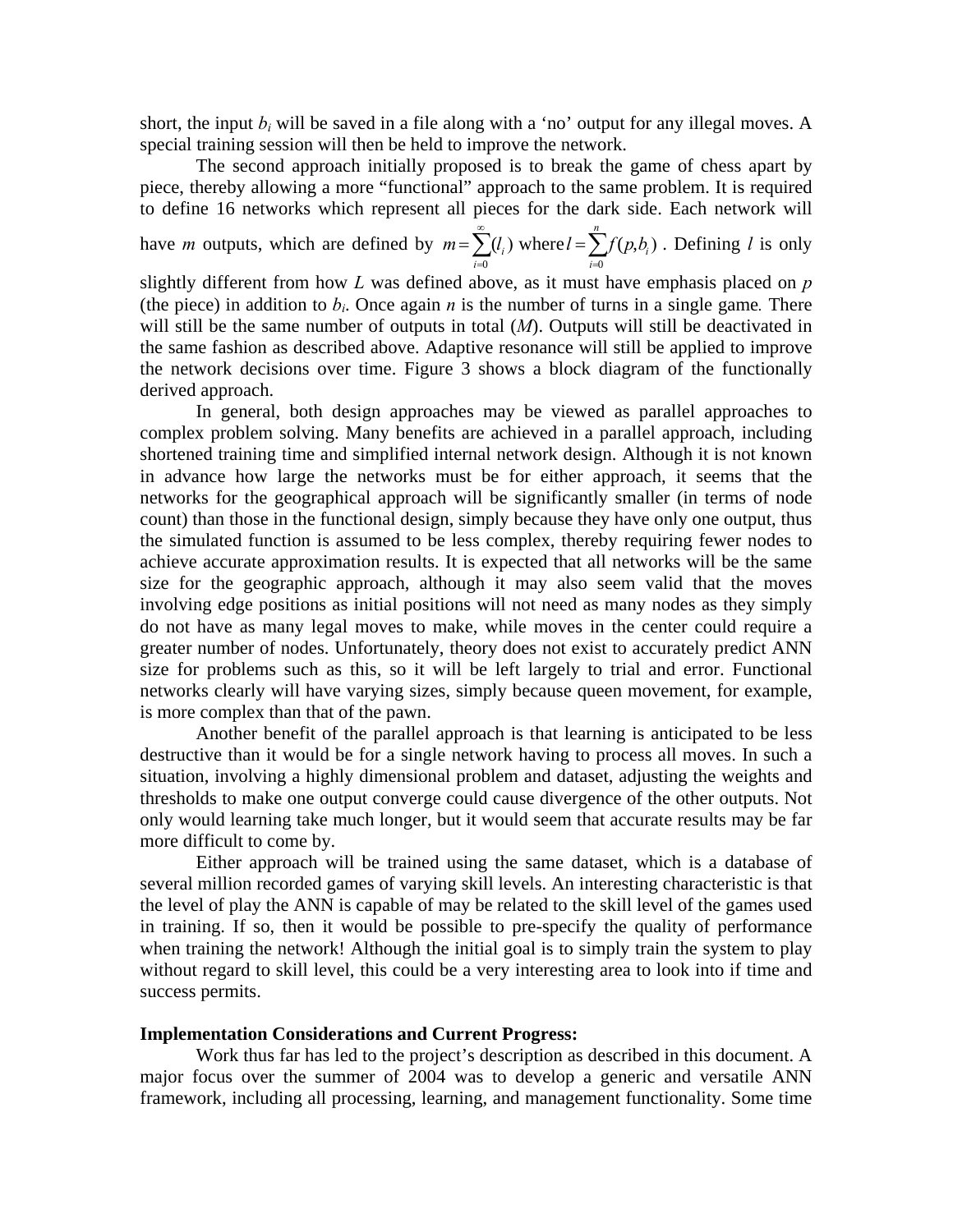short, the input $b_i$ will be saved in a file along with a 'no' output for any illegal moves. A special training session will then be held to improve the network.

The second approach initially proposed is to break the game of chess apart by piece, thereby allowing a more "functional" approach to the same problem. It is required to define 16 networks which represent all pieces for the dark side. Each network will have $m$ outputs, which are defined by $m = \sum_{i=0}^{\infty}(l_i)$ where $l = \sum_{i=0}^{n} f(p, b_i)$. Defining $l$ is only slightly different from how $L$ was defined above, as it must have emphasis placed on $p$ (the piece) in addition to $b_i$. Once again $n$ is the number of turns in a single game. There will still be the same number of outputs in total ($M$). Outputs will still be deactivated in the same fashion as described above. Adaptive resonance will still be applied to improve the network decisions over time. Figure 3 shows a block diagram of the functionally derived approach.

In general, both design approaches may be viewed as parallel approaches to complex problem solving. Many benefits are achieved in a parallel approach, including shortened training time and simplified internal network design. Although it is not known in advance how large the networks must be for either approach, it seems that the networks for the geographical approach will be significantly smaller (in terms of node count) than those in the functional design, simply because they have only one output, thus the simulated function is assumed to be less complex, thereby requiring fewer nodes to achieve accurate approximation results. It is expected that all networks will be the same size for the geographic approach, although it may also seem valid that the moves involving edge positions as initial positions will not need as many nodes as they simply do not have as many legal moves to make, while moves in the center could require a greater number of nodes. Unfortunately, theory does not exist to accurately predict ANN size for problems such as this, so it will be left largely to trial and error. Functional networks clearly will have varying sizes, simply because queen movement, for example, is more complex than that of the pawn.

Another benefit of the parallel approach is that learning is anticipated to be less destructive than it would be for a single network having to process all moves. In such a situation, involving a highly dimensional problem and dataset, adjusting the weights and thresholds to make one output converge could cause divergence of the other outputs. Not only would learning take much longer, but it would seem that accurate results may be far more difficult to come by.

Either approach will be trained using the same dataset, which is a database of several million recorded games of varying skill levels. An interesting characteristic is that the level of play the ANN is capable of may be related to the skill level of the games used in training. If so, then it would be possible to pre-specify the quality of performance when training the network! Although the initial goal is to simply train the system to play without regard to skill level, this could be a very interesting area to look into if time and success permits.

**Implementation Considerations and Current Progress:**

Work thus far has led to the project's description as described in this document. A major focus over the summer of 2004 was to develop a generic and versatile ANN framework, including all processing, learning, and management functionality. Some time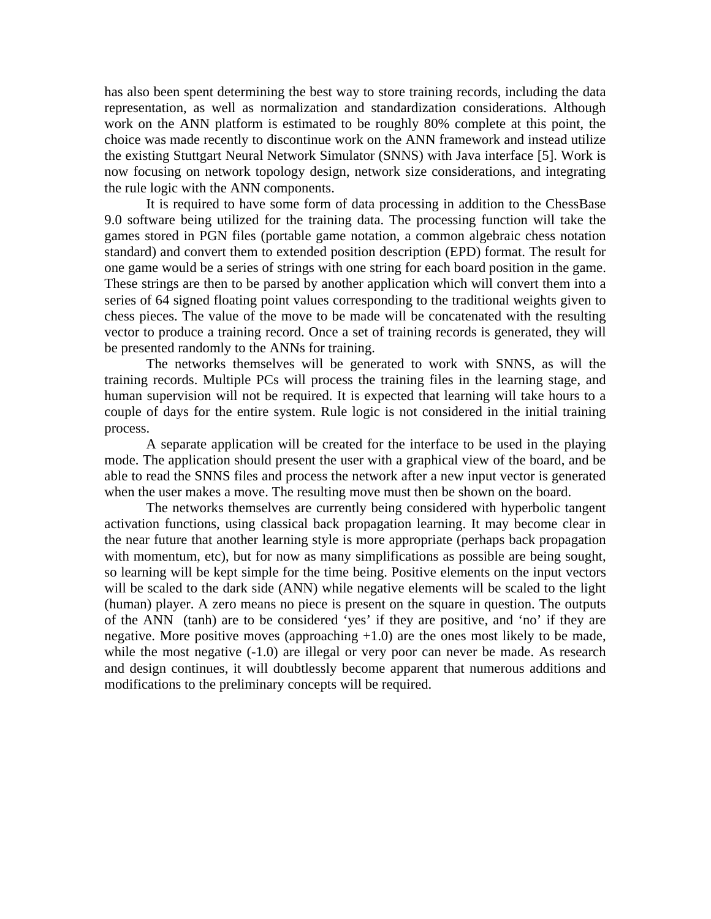has also been spent determining the best way to store training records, including the data representation, as well as normalization and standardization considerations. Although work on the ANN platform is estimated to be roughly 80% complete at this point, the choice was made recently to discontinue work on the ANN framework and instead utilize the existing Stuttgart Neural Network Simulator (SNNS) with Java interface [5]. Work is now focusing on network topology design, network size considerations, and integrating the rule logic with the ANN components.

It is required to have some form of data processing in addition to the ChessBase 9.0 software being utilized for the training data. The processing function will take the games stored in PGN files (portable game notation, a common algebraic chess notation standard) and convert them to extended position description (EPD) format. The result for one game would be a series of strings with one string for each board position in the game. These strings are then to be parsed by another application which will convert them into a series of 64 signed floating point values corresponding to the traditional weights given to chess pieces. The value of the move to be made will be concatenated with the resulting vector to produce a training record. Once a set of training records is generated, they will be presented randomly to the ANNs for training.

The networks themselves will be generated to work with SNNS, as will the training records. Multiple PCs will process the training files in the learning stage, and human supervision will not be required. It is expected that learning will take hours to a couple of days for the entire system. Rule logic is not considered in the initial training process.

A separate application will be created for the interface to be used in the playing mode. The application should present the user with a graphical view of the board, and be able to read the SNNS files and process the network after a new input vector is generated when the user makes a move. The resulting move must then be shown on the board.

The networks themselves are currently being considered with hyperbolic tangent activation functions, using classical back propagation learning. It may become clear in the near future that another learning style is more appropriate (perhaps back propagation with momentum, etc), but for now as many simplifications as possible are being sought, so learning will be kept simple for the time being. Positive elements on the input vectors will be scaled to the dark side (ANN) while negative elements will be scaled to the light (human) player. A zero means no piece is present on the square in question. The outputs of the ANN (tanh) are to be considered 'yes' if they are positive, and 'no' if they are negative. More positive moves (approaching +1.0) are the ones most likely to be made, while the most negative (-1.0) are illegal or very poor can never be made. As research and design continues, it will doubtlessly become apparent that numerous additions and modifications to the preliminary concepts will be required.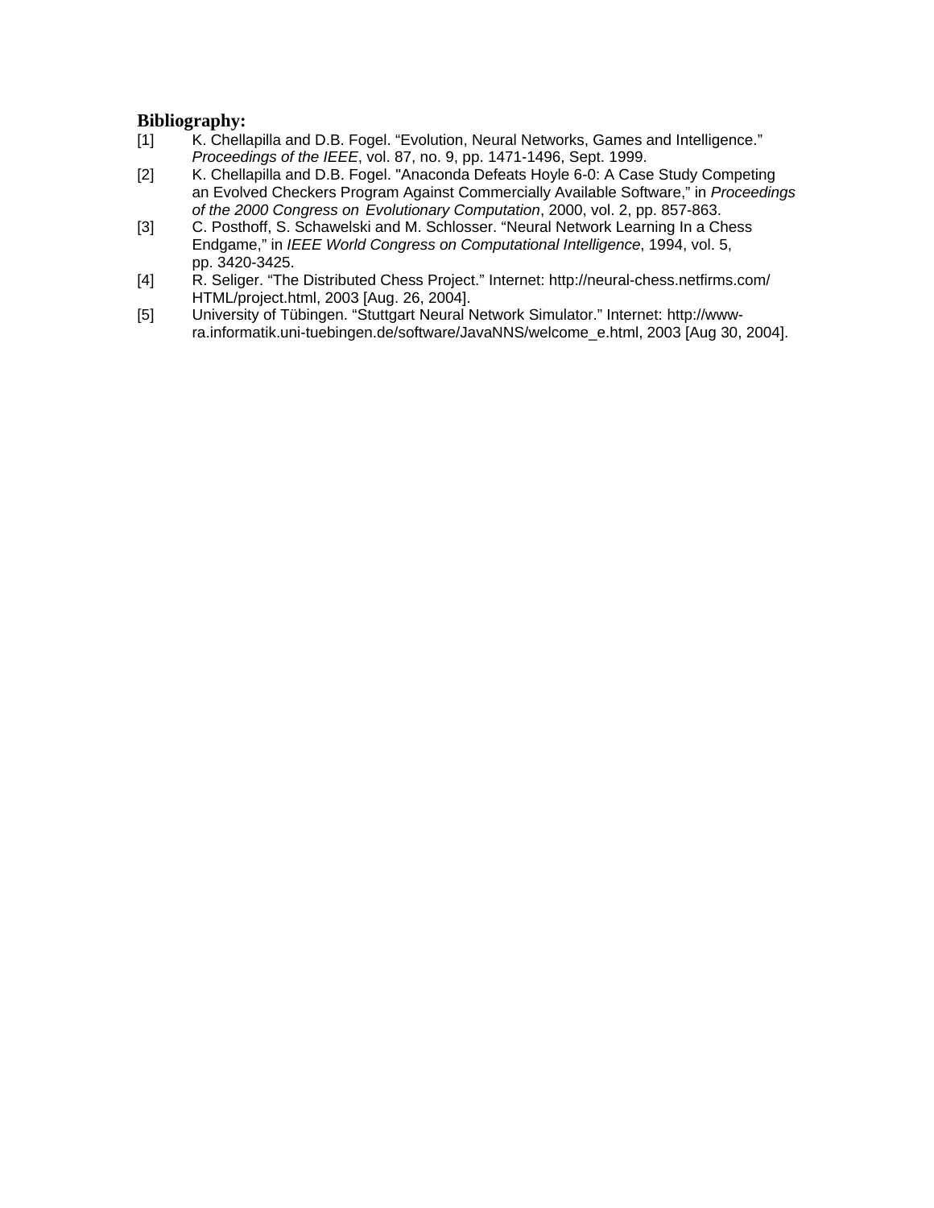**Bibliography:**

[1] K. Chellapilla and D.B. Fogel. “Evolution, Neural Networks, Games and Intelligence.” *Proceedings of the IEEE*, vol. 87, no. 9, pp. 1471-1496, Sept. 1999.

[2] K. Chellapilla and D.B. Fogel. "Anaconda Defeats Hoyle 6-0: A Case Study Competing an Evolved Checkers Program Against Commercially Available Software,” in *Proceedings of the 2000 Congress on Evolutionary Computation*, 2000, vol. 2, pp. 857-863.

[3] C. Posthoff, S. Schawelski and M. Schlosser. “Neural Network Learning In a Chess Endgame,” in *IEEE World Congress on Computational Intelligence*, 1994, vol. 5, pp. 3420-3425.

[4] R. Seliger. “The Distributed Chess Project.” Internet: http://neural-chess.netfirms.com/HTML/project.html, 2003 [Aug. 26, 2004].

[5] University of Tübingen. “Stuttgart Neural Network Simulator.” Internet: http://www-ra.informatik.uni-tuebingen.de/software/JavaNNS/welcome_e.html, 2003 [Aug 30, 2004].